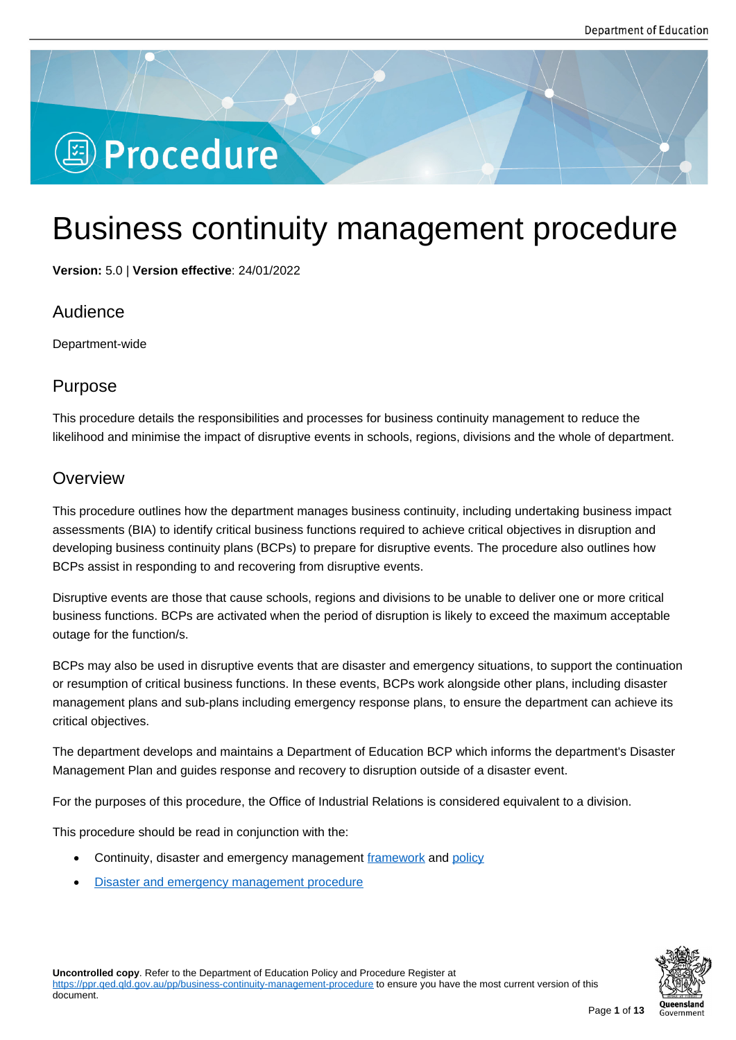Procedure

# Business continuity management procedure

**Version:** 5.0 | **Version effective**: 24/01/2022

## Audience

Department-wide

## Purpose

This procedure details the responsibilities and processes for business continuity management to reduce the likelihood and minimise the impact of disruptive events in schools, regions, divisions and the whole of department.

## Overview

This procedure outlines how the department manages business continuity, including undertaking business impact assessments (BIA) to identify critical business functions required to achieve critical objectives in disruption and developing business continuity plans (BCPs) to prepare for disruptive events. The procedure also outlines how BCPs assist in responding to and recovering from disruptive events.

Disruptive events are those that cause schools, regions and divisions to be unable to deliver one or more critical business functions. BCPs are activated when the period of disruption is likely to exceed the maximum acceptable outage for the function/s.

BCPs may also be used in disruptive events that are disaster and emergency situations, to support the continuation or resumption of critical business functions. In these events, BCPs work alongside other plans, including disaster management plans and sub-plans including emergency response plans, to ensure the department can achieve its critical objectives.

The department develops and maintains a Department of Education BCP which informs the department's Disaster Management Plan and guides response and recovery to disruption outside of a disaster event.

For the purposes of this procedure, the Office of Industrial Relations is considered equivalent to a division.

This procedure should be read in conjunction with the:

- Continuity, disaster and emergency management framework and policy
- Disaster and emergency management procedure

**Uncontrolled copy**. Refer to the Department of Education Policy and Procedure Register at https://ppr.qed.qld.gov.au/pp/business-continuity-management-procedure to ensure you have the most current version of this document.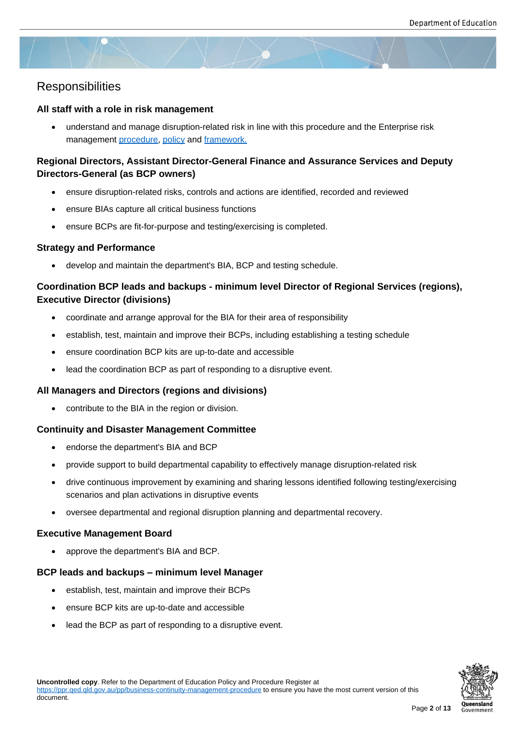## Responsibilities

### All staff with a role in risk management

- understand and manage disruption-related risk in line with this procedure and the Enterprise risk management procedure, policy and framework.

### Regional Directors, Assistant Director-General Finance and Assurance Services and Deputy Directors-General (as BCP owners)

- ensure disruption-related risks, controls and actions are identified, recorded and reviewed
- ensure BIAs capture all critical business functions
- ensure BCPs are fit-for-purpose and testing/exercising is completed.

### Strategy and Performance

- develop and maintain the department's BIA, BCP and testing schedule.

### Coordination BCP leads and backups - minimum level Director of Regional Services (regions), Executive Director (divisions)

- coordinate and arrange approval for the BIA for their area of responsibility
- establish, test, maintain and improve their BCPs, including establishing a testing schedule
- ensure coordination BCP kits are up-to-date and accessible
- lead the coordination BCP as part of responding to a disruptive event.

### All Managers and Directors (regions and divisions)

- contribute to the BIA in the region or division.

### Continuity and Disaster Management Committee

- endorse the department's BIA and BCP
- provide support to build departmental capability to effectively manage disruption-related risk
- drive continuous improvement by examining and sharing lessons identified following testing/exercising scenarios and plan activations in disruptive events
- oversee departmental and regional disruption planning and departmental recovery.

### Executive Management Board

- approve the department's BIA and BCP.

### BCP leads and backups – minimum level Manager

- establish, test, maintain and improve their BCPs
- ensure BCP kits are up-to-date and accessible
- lead the BCP as part of responding to a disruptive event.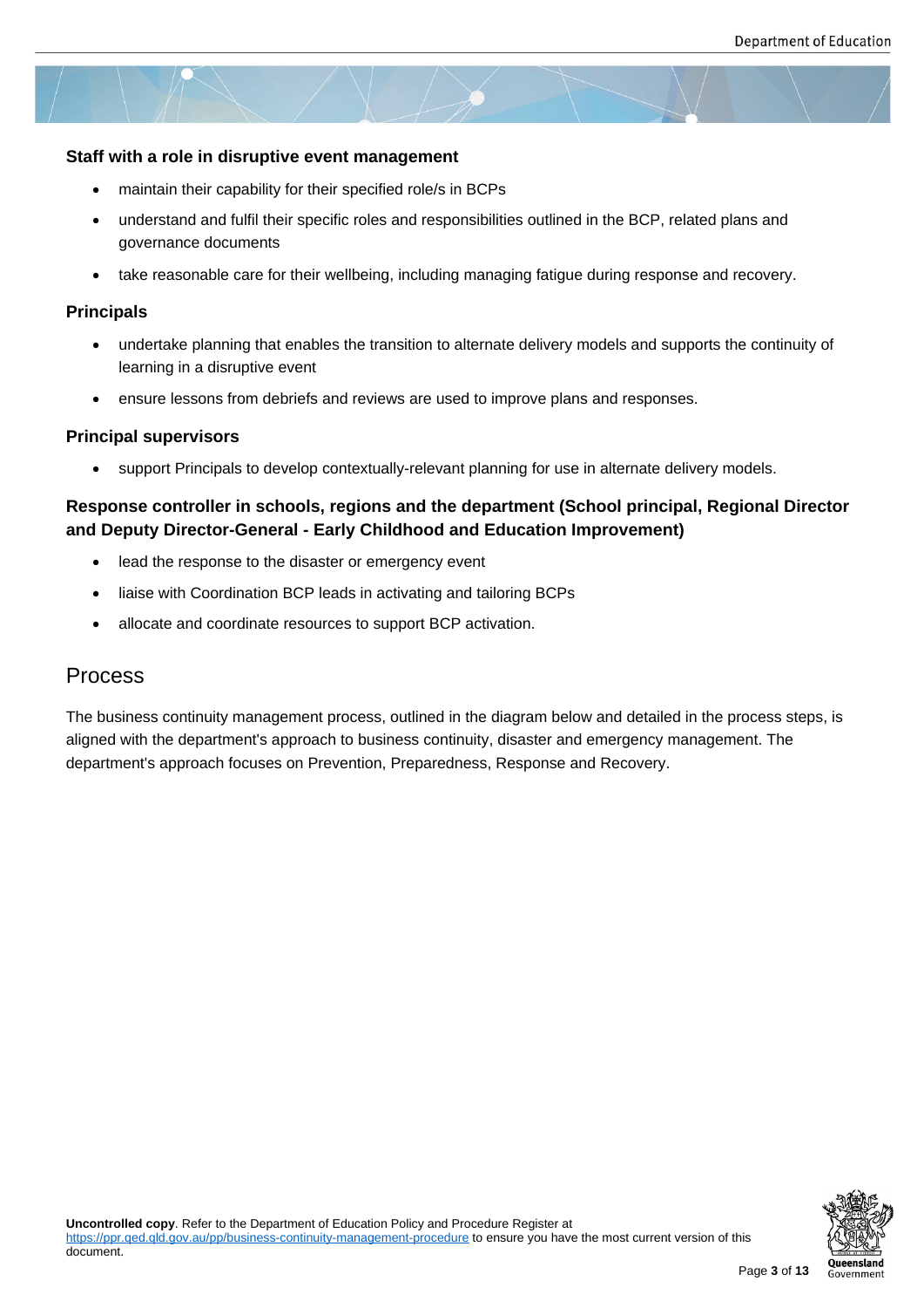### Staff with a role in disruptive event management

- maintain their capability for their specified role/s in BCPs
- understand and fulfil their specific roles and responsibilities outlined in the BCP, related plans and governance documents
- take reasonable care for their wellbeing, including managing fatigue during response and recovery.

### Principals

- undertake planning that enables the transition to alternate delivery models and supports the continuity of learning in a disruptive event
- ensure lessons from debriefs and reviews are used to improve plans and responses.

### Principal supervisors

- support Principals to develop contextually-relevant planning for use in alternate delivery models.

### Response controller in schools, regions and the department (School principal, Regional Director and Deputy Director-General - Early Childhood and Education Improvement)

- lead the response to the disaster or emergency event
- liaise with Coordination BCP leads in activating and tailoring BCPs
- allocate and coordinate resources to support BCP activation.

## Process

The business continuity management process, outlined in the diagram below and detailed in the process steps, is aligned with the department's approach to business continuity, disaster and emergency management. The department's approach focuses on Prevention, Preparedness, Response and Recovery.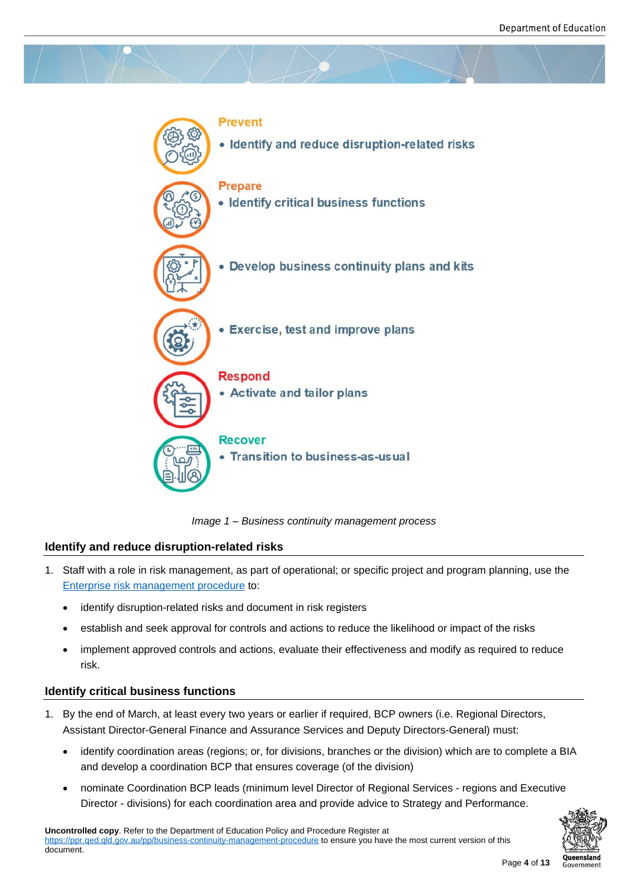**Prevent**

- Identify and reduce disruption-related risks

**Prepare**

- Identify critical business functions
- Develop business continuity plans and kits
- Exercise, test and improve plans

**Respond**

- Activate and tailor plans

**Recover**

- Transition to business-as-usual

*Image 1 – Business continuity management process*

## Identify and reduce disruption-related risks

1. Staff with a role in risk management, as part of operational; or specific project and program planning, use the [Enterprise risk management procedure](#) to:
   - identify disruption-related risks and document in risk registers
   - establish and seek approval for controls and actions to reduce the likelihood or impact of the risks
   - implement approved controls and actions, evaluate their effectiveness and modify as required to reduce risk.

## Identify critical business functions

1. By the end of March, at least every two years or earlier if required, BCP owners (i.e. Regional Directors, Assistant Director-General Finance and Assurance Services and Deputy Directors-General) must:
   - identify coordination areas (regions; or, for divisions, branches or the division) which are to complete a BIA and develop a coordination BCP that ensures coverage (of the division)
   - nominate Coordination BCP leads (minimum level Director of Regional Services - regions and Executive Director - divisions) for each coordination area and provide advice to Strategy and Performance.

**Uncontrolled copy**. Refer to the Department of Education Policy and Procedure Register at https://ppr.qed.qld.gov.au/pp/business-continuity-management-procedure to ensure you have the most current version of this document.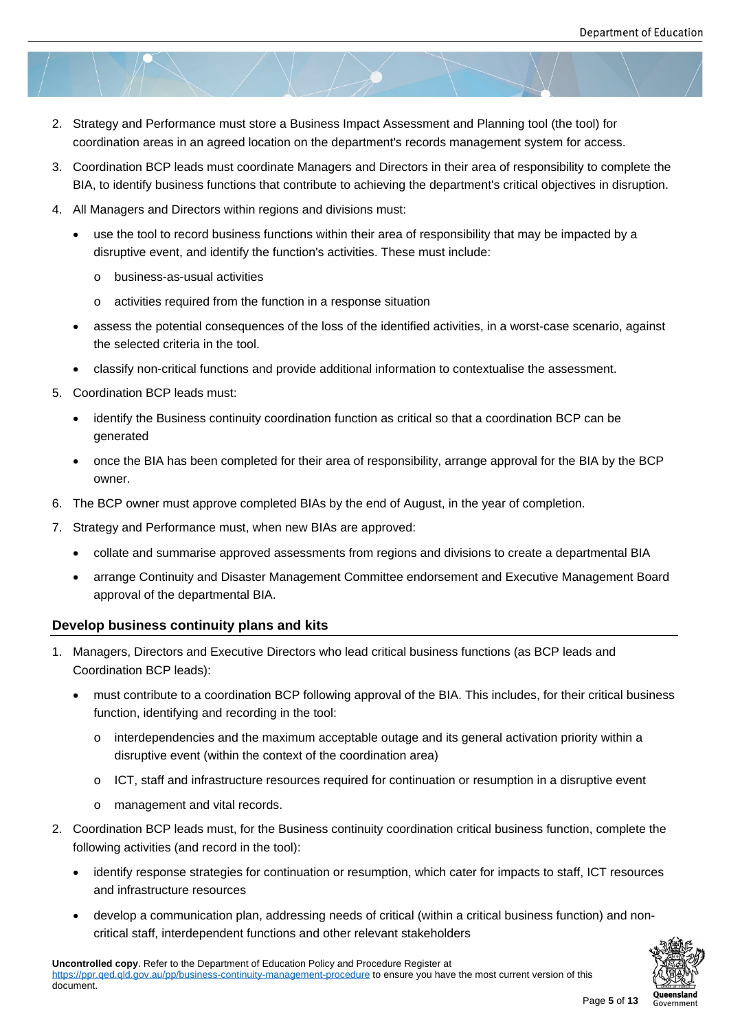2. Strategy and Performance must store a Business Impact Assessment and Planning tool (the tool) for coordination areas in an agreed location on the department's records management system for access.
3. Coordination BCP leads must coordinate Managers and Directors in their area of responsibility to complete the BIA, to identify business functions that contribute to achieving the department's critical objectives in disruption.
4. All Managers and Directors within regions and divisions must:
   - use the tool to record business functions within their area of responsibility that may be impacted by a disruptive event, and identify the function's activities. These must include:
     - business-as-usual activities
     - activities required from the function in a response situation
   - assess the potential consequences of the loss of the identified activities, in a worst-case scenario, against the selected criteria in the tool.
   - classify non-critical functions and provide additional information to contextualise the assessment.
5. Coordination BCP leads must:
   - identify the Business continuity coordination function as critical so that a coordination BCP can be generated
   - once the BIA has been completed for their area of responsibility, arrange approval for the BIA by the BCP owner.
6. The BCP owner must approve completed BIAs by the end of August, in the year of completion.
7. Strategy and Performance must, when new BIAs are approved:
   - collate and summarise approved assessments from regions and divisions to create a departmental BIA
   - arrange Continuity and Disaster Management Committee endorsement and Executive Management Board approval of the departmental BIA.

### Develop business continuity plans and kits

1. Managers, Directors and Executive Directors who lead critical business functions (as BCP leads and Coordination BCP leads):
   - must contribute to a coordination BCP following approval of the BIA. This includes, for their critical business function, identifying and recording in the tool:
     - interdependencies and the maximum acceptable outage and its general activation priority within a disruptive event (within the context of the coordination area)
     - ICT, staff and infrastructure resources required for continuation or resumption in a disruptive event
     - management and vital records.
2. Coordination BCP leads must, for the Business continuity coordination critical business function, complete the following activities (and record in the tool):
   - identify response strategies for continuation or resumption, which cater for impacts to staff, ICT resources and infrastructure resources
   - develop a communication plan, addressing needs of critical (within a critical business function) and non-critical staff, interdependent functions and other relevant stakeholders

**Uncontrolled copy**. Refer to the Department of Education Policy and Procedure Register at https://ppr.qed.qld.gov.au/pp/business-continuity-management-procedure to ensure you have the most current version of this document.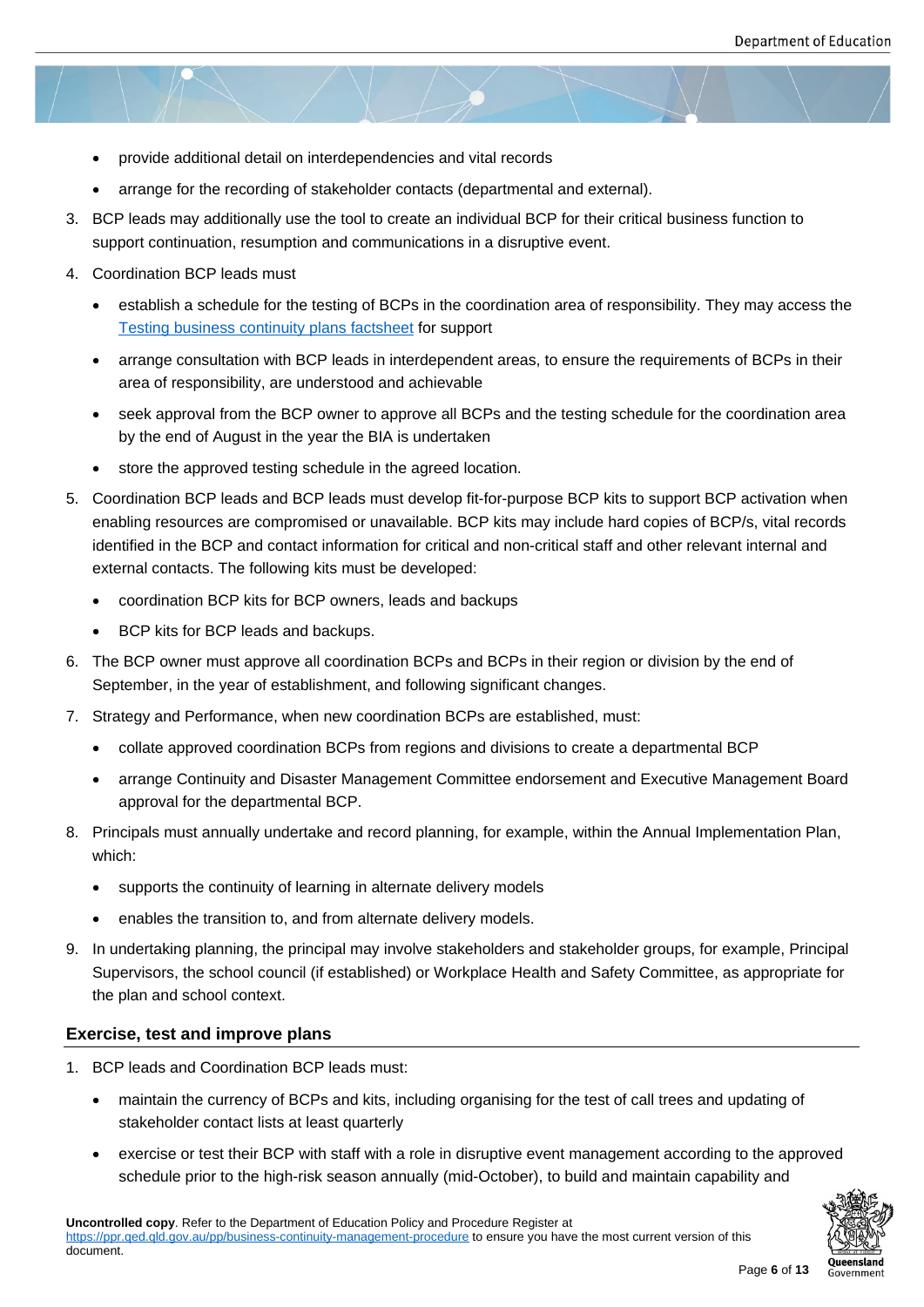- provide additional detail on interdependencies and vital records
- arrange for the recording of stakeholder contacts (departmental and external).

3. BCP leads may additionally use the tool to create an individual BCP for their critical business function to support continuation, resumption and communications in a disruptive event.
4. Coordination BCP leads must
   - establish a schedule for the testing of BCPs in the coordination area of responsibility. They may access the [Testing business continuity plans factsheet](#) for support
   - arrange consultation with BCP leads in interdependent areas, to ensure the requirements of BCPs in their area of responsibility, are understood and achievable
   - seek approval from the BCP owner to approve all BCPs and the testing schedule for the coordination area by the end of August in the year the BIA is undertaken
   - store the approved testing schedule in the agreed location.
5. Coordination BCP leads and BCP leads must develop fit-for-purpose BCP kits to support BCP activation when enabling resources are compromised or unavailable. BCP kits may include hard copies of BCP/s, vital records identified in the BCP and contact information for critical and non-critical staff and other relevant internal and external contacts. The following kits must be developed:
   - coordination BCP kits for BCP owners, leads and backups
   - BCP kits for BCP leads and backups.
6. The BCP owner must approve all coordination BCPs and BCPs in their region or division by the end of September, in the year of establishment, and following significant changes.
7. Strategy and Performance, when new coordination BCPs are established, must:
   - collate approved coordination BCPs from regions and divisions to create a departmental BCP
   - arrange Continuity and Disaster Management Committee endorsement and Executive Management Board approval for the departmental BCP.
8. Principals must annually undertake and record planning, for example, within the Annual Implementation Plan, which:
   - supports the continuity of learning in alternate delivery models
   - enables the transition to, and from alternate delivery models.
9. In undertaking planning, the principal may involve stakeholders and stakeholder groups, for example, Principal Supervisors, the school council (if established) or Workplace Health and Safety Committee, as appropriate for the plan and school context.

### Exercise, test and improve plans

1. BCP leads and Coordination BCP leads must:
   - maintain the currency of BCPs and kits, including organising for the test of call trees and updating of stakeholder contact lists at least quarterly
   - exercise or test their BCP with staff with a role in disruptive event management according to the approved schedule prior to the high-risk season annually (mid-October), to build and maintain capability and

**Uncontrolled copy**. Refer to the Department of Education Policy and Procedure Register at https://ppr.qed.qld.gov.au/pp/business-continuity-management-procedure to ensure you have the most current version of this document.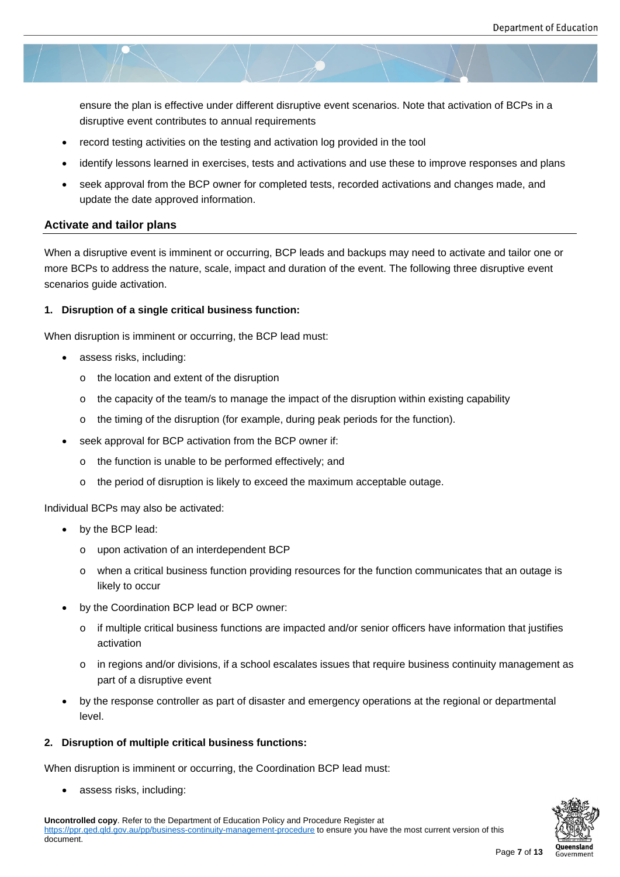ensure the plan is effective under different disruptive event scenarios. Note that activation of BCPs in a disruptive event contributes to annual requirements

- record testing activities on the testing and activation log provided in the tool
- identify lessons learned in exercises, tests and activations and use these to improve responses and plans
- seek approval from the BCP owner for completed tests, recorded activations and changes made, and update the date approved information.

## Activate and tailor plans

When a disruptive event is imminent or occurring, BCP leads and backups may need to activate and tailor one or more BCPs to address the nature, scale, impact and duration of the event. The following three disruptive event scenarios guide activation.

**1. Disruption of a single critical business function:**

When disruption is imminent or occurring, the BCP lead must:

- assess risks, including:
  - the location and extent of the disruption
  - the capacity of the team/s to manage the impact of the disruption within existing capability
  - the timing of the disruption (for example, during peak periods for the function).
- seek approval for BCP activation from the BCP owner if:
  - the function is unable to be performed effectively; and
  - the period of disruption is likely to exceed the maximum acceptable outage.

Individual BCPs may also be activated:

- by the BCP lead:
  - upon activation of an interdependent BCP
  - when a critical business function providing resources for the function communicates that an outage is likely to occur
- by the Coordination BCP lead or BCP owner:
  - if multiple critical business functions are impacted and/or senior officers have information that justifies activation
  - in regions and/or divisions, if a school escalates issues that require business continuity management as part of a disruptive event
- by the response controller as part of disaster and emergency operations at the regional or departmental level.

**2. Disruption of multiple critical business functions:**

When disruption is imminent or occurring, the Coordination BCP lead must:

- assess risks, including:

**Uncontrolled copy**. Refer to the Department of Education Policy and Procedure Register at https://ppr.qed.qld.gov.au/pp/business-continuity-management-procedure to ensure you have the most current version of this document.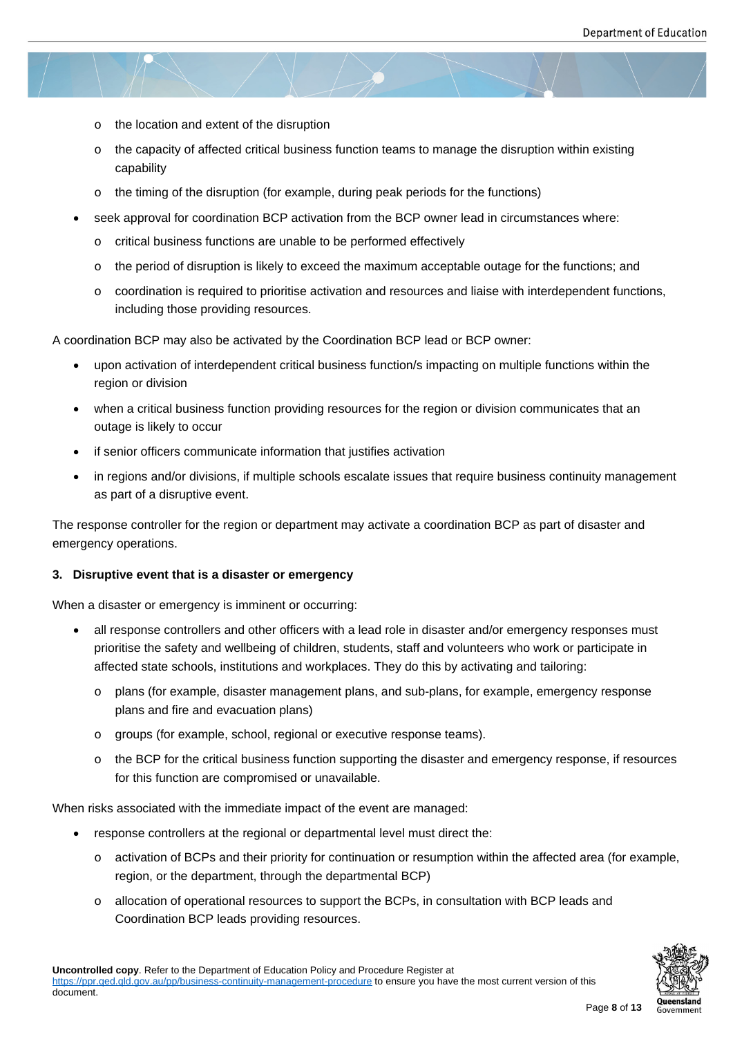- the location and extent of the disruption
    - the capacity of affected critical business function teams to manage the disruption within existing capability
    - the timing of the disruption (for example, during peak periods for the functions)
- seek approval for coordination BCP activation from the BCP owner lead in circumstances where:
    - critical business functions are unable to be performed effectively
    - the period of disruption is likely to exceed the maximum acceptable outage for the functions; and
    - coordination is required to prioritise activation and resources and liaise with interdependent functions, including those providing resources.

A coordination BCP may also be activated by the Coordination BCP lead or BCP owner:

- upon activation of interdependent critical business function/s impacting on multiple functions within the region or division
- when a critical business function providing resources for the region or division communicates that an outage is likely to occur
- if senior officers communicate information that justifies activation
- in regions and/or divisions, if multiple schools escalate issues that require business continuity management as part of a disruptive event.

The response controller for the region or department may activate a coordination BCP as part of disaster and emergency operations.

### 3. Disruptive event that is a disaster or emergency

When a disaster or emergency is imminent or occurring:

- all response controllers and other officers with a lead role in disaster and/or emergency responses must prioritise the safety and wellbeing of children, students, staff and volunteers who work or participate in affected state schools, institutions and workplaces. They do this by activating and tailoring:
    - plans (for example, disaster management plans, and sub-plans, for example, emergency response plans and fire and evacuation plans)
    - groups (for example, school, regional or executive response teams).
    - the BCP for the critical business function supporting the disaster and emergency response, if resources for this function are compromised or unavailable.

When risks associated with the immediate impact of the event are managed:

- response controllers at the regional or departmental level must direct the:
    - activation of BCPs and their priority for continuation or resumption within the affected area (for example, region, or the department, through the departmental BCP)
    - allocation of operational resources to support the BCPs, in consultation with BCP leads and Coordination BCP leads providing resources.

**Uncontrolled copy**. Refer to the Department of Education Policy and Procedure Register at https://ppr.qed.qld.gov.au/pp/business-continuity-management-procedure to ensure you have the most current version of this document.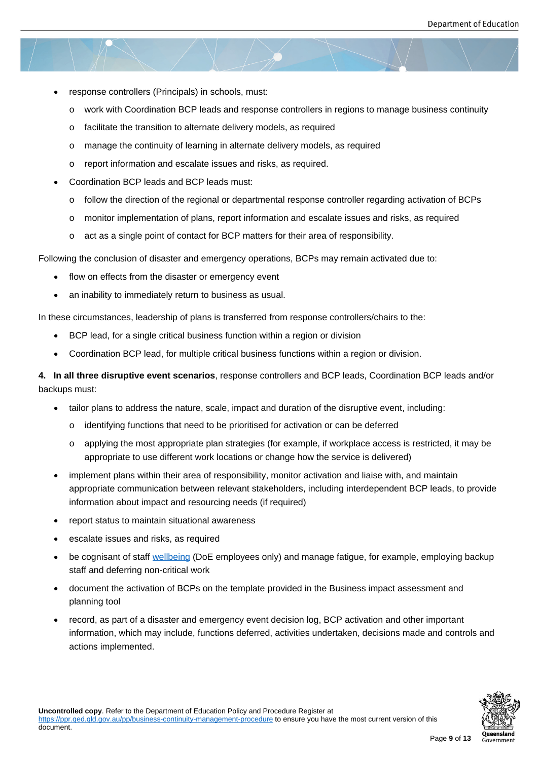- response controllers (Principals) in schools, must:
  - work with Coordination BCP leads and response controllers in regions to manage business continuity
  - facilitate the transition to alternate delivery models, as required
  - manage the continuity of learning in alternate delivery models, as required
  - report information and escalate issues and risks, as required.
- Coordination BCP leads and BCP leads must:
  - follow the direction of the regional or departmental response controller regarding activation of BCPs
  - monitor implementation of plans, report information and escalate issues and risks, as required
  - act as a single point of contact for BCP matters for their area of responsibility.

Following the conclusion of disaster and emergency operations, BCPs may remain activated due to:

- flow on effects from the disaster or emergency event
- an inability to immediately return to business as usual.

In these circumstances, leadership of plans is transferred from response controllers/chairs to the:

- BCP lead, for a single critical business function within a region or division
- Coordination BCP lead, for multiple critical business functions within a region or division.

**4. In all three disruptive event scenarios**, response controllers and BCP leads, Coordination BCP leads and/or backups must:

- tailor plans to address the nature, scale, impact and duration of the disruptive event, including:
  - identifying functions that need to be prioritised for activation or can be deferred
  - applying the most appropriate plan strategies (for example, if workplace access is restricted, it may be appropriate to use different work locations or change how the service is delivered)
- implement plans within their area of responsibility, monitor activation and liaise with, and maintain appropriate communication between relevant stakeholders, including interdependent BCP leads, to provide information about impact and resourcing needs (if required)
- report status to maintain situational awareness
- escalate issues and risks, as required
- be cognisant of staff [wellbeing](wellbeing) (DoE employees only) and manage fatigue, for example, employing backup staff and deferring non-critical work
- document the activation of BCPs on the template provided in the Business impact assessment and planning tool
- record, as part of a disaster and emergency event decision log, BCP activation and other important information, which may include, functions deferred, activities undertaken, decisions made and controls and actions implemented.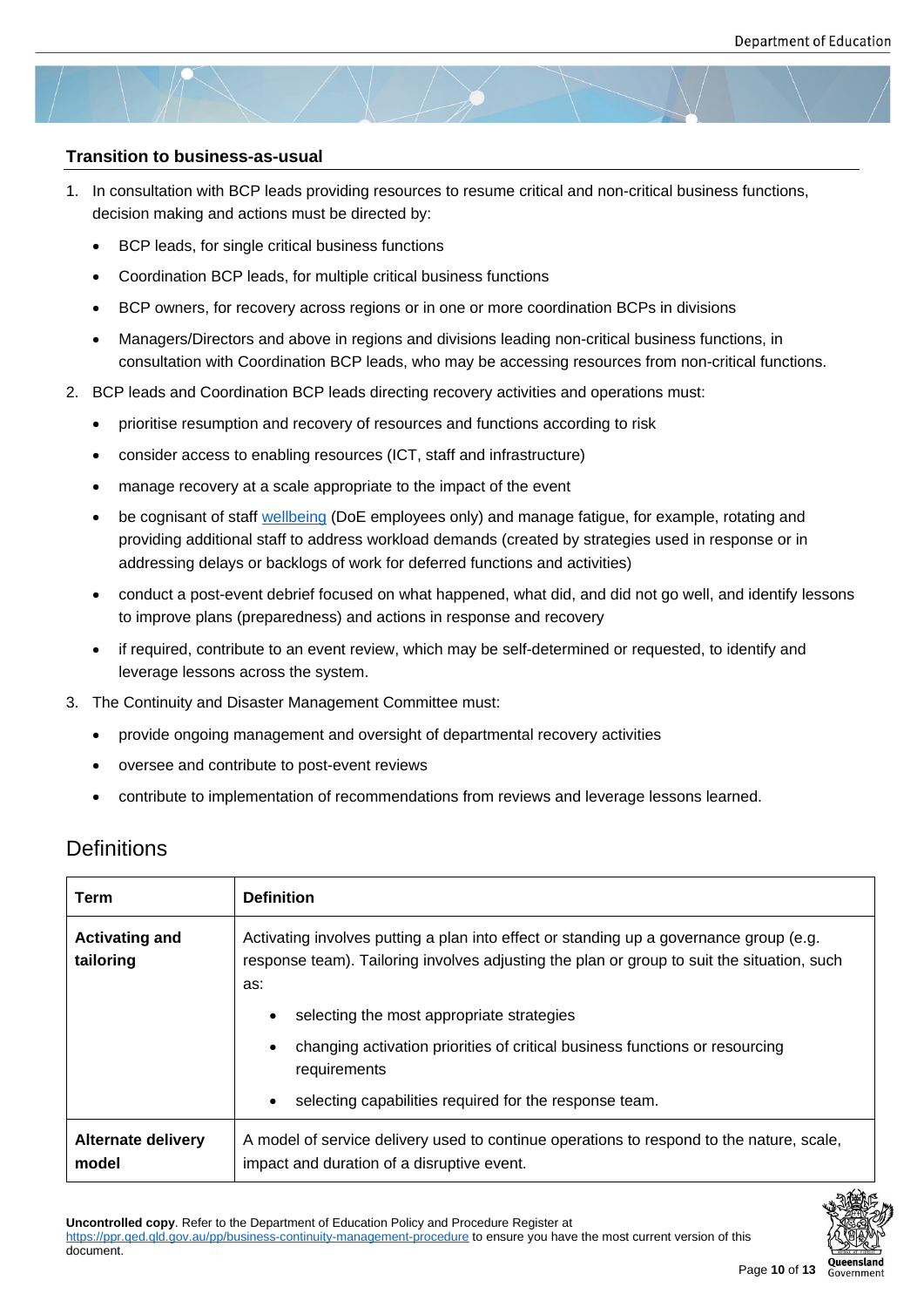### Transition to business-as-usual

1. In consultation with BCP leads providing resources to resume critical and non-critical business functions, decision making and actions must be directed by:
   - BCP leads, for single critical business functions
   - Coordination BCP leads, for multiple critical business functions
   - BCP owners, for recovery across regions or in one or more coordination BCPs in divisions
   - Managers/Directors and above in regions and divisions leading non-critical business functions, in consultation with Coordination BCP leads, who may be accessing resources from non-critical functions.
2. BCP leads and Coordination BCP leads directing recovery activities and operations must:
   - prioritise resumption and recovery of resources and functions according to risk
   - consider access to enabling resources (ICT, staff and infrastructure)
   - manage recovery at a scale appropriate to the impact of the event
   - be cognisant of staff wellbeing (DoE employees only) and manage fatigue, for example, rotating and providing additional staff to address workload demands (created by strategies used in response or in addressing delays or backlogs of work for deferred functions and activities)
   - conduct a post-event debrief focused on what happened, what did, and did not go well, and identify lessons to improve plans (preparedness) and actions in response and recovery
   - if required, contribute to an event review, which may be self-determined or requested, to identify and leverage lessons across the system.
3. The Continuity and Disaster Management Committee must:
   - provide ongoing management and oversight of departmental recovery activities
   - oversee and contribute to post-event reviews
   - contribute to implementation of recommendations from reviews and leverage lessons learned.

## Definitions

| Term | Definition |
|---|---|
| **Activating and tailoring** | Activating involves putting a plan into effect or standing up a governance group (e.g. response team). Tailoring involves adjusting the plan or group to suit the situation, such as:<br>• selecting the most appropriate strategies<br>• changing activation priorities of critical business functions or resourcing requirements<br>• selecting capabilities required for the response team. |
| **Alternate delivery model** | A model of service delivery used to continue operations to respond to the nature, scale, impact and duration of a disruptive event. |

**Uncontrolled copy**. Refer to the Department of Education Policy and Procedure Register at https://ppr.qed.qld.gov.au/pp/business-continuity-management-procedure to ensure you have the most current version of this document.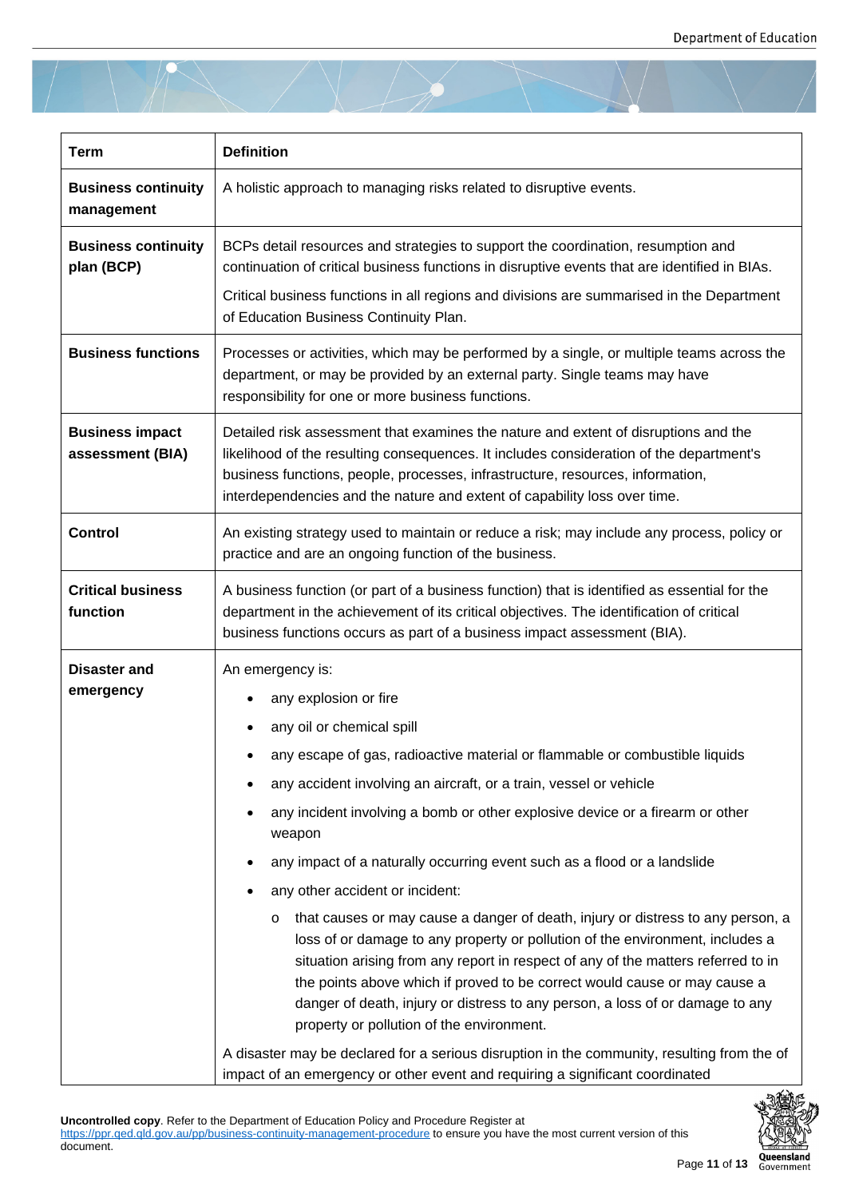| Term | Definition |
|---|---|
| **Business continuity management** | A holistic approach to managing risks related to disruptive events. |
| **Business continuity plan (BCP)** | BCPs detail resources and strategies to support the coordination, resumption and continuation of critical business functions in disruptive events that are identified in BIAs.<br><br>Critical business functions in all regions and divisions are summarised in the Department of Education Business Continuity Plan. |
| **Business functions** | Processes or activities, which may be performed by a single, or multiple teams across the department, or may be provided by an external party. Single teams may have responsibility for one or more business functions. |
| **Business impact assessment (BIA)** | Detailed risk assessment that examines the nature and extent of disruptions and the likelihood of the resulting consequences. It includes consideration of the department's business functions, people, processes, infrastructure, resources, information, interdependencies and the nature and extent of capability loss over time. |
| **Control** | An existing strategy used to maintain or reduce a risk; may include any process, policy or practice and are an ongoing function of the business. |
| **Critical business function** | A business function (or part of a business function) that is identified as essential for the department in the achievement of its critical objectives. The identification of critical business functions occurs as part of a business impact assessment (BIA). |
| **Disaster and emergency** | An emergency is:<br>• any explosion or fire<br>• any oil or chemical spill<br>• any escape of gas, radioactive material or flammable or combustible liquids<br>• any accident involving an aircraft, or a train, vessel or vehicle<br>• any incident involving a bomb or other explosive device or a firearm or other weapon<br>• any impact of a naturally occurring event such as a flood or a landslide<br>• any other accident or incident:<br>  o that causes or may cause a danger of death, injury or distress to any person, a loss of or damage to any property or pollution of the environment, includes a situation arising from any report in respect of any of the matters referred to in the points above which if proved to be correct would cause or may cause a danger of death, injury or distress to any person, a loss of or damage to any property or pollution of the environment.<br><br>A disaster may be declared for a serious disruption in the community, resulting from the of impact of an emergency or other event and requiring a significant coordinated |

**Uncontrolled copy**. Refer to the Department of Education Policy and Procedure Register at https://ppr.qed.qld.gov.au/pp/business-continuity-management-procedure to ensure you have the most current version of this document.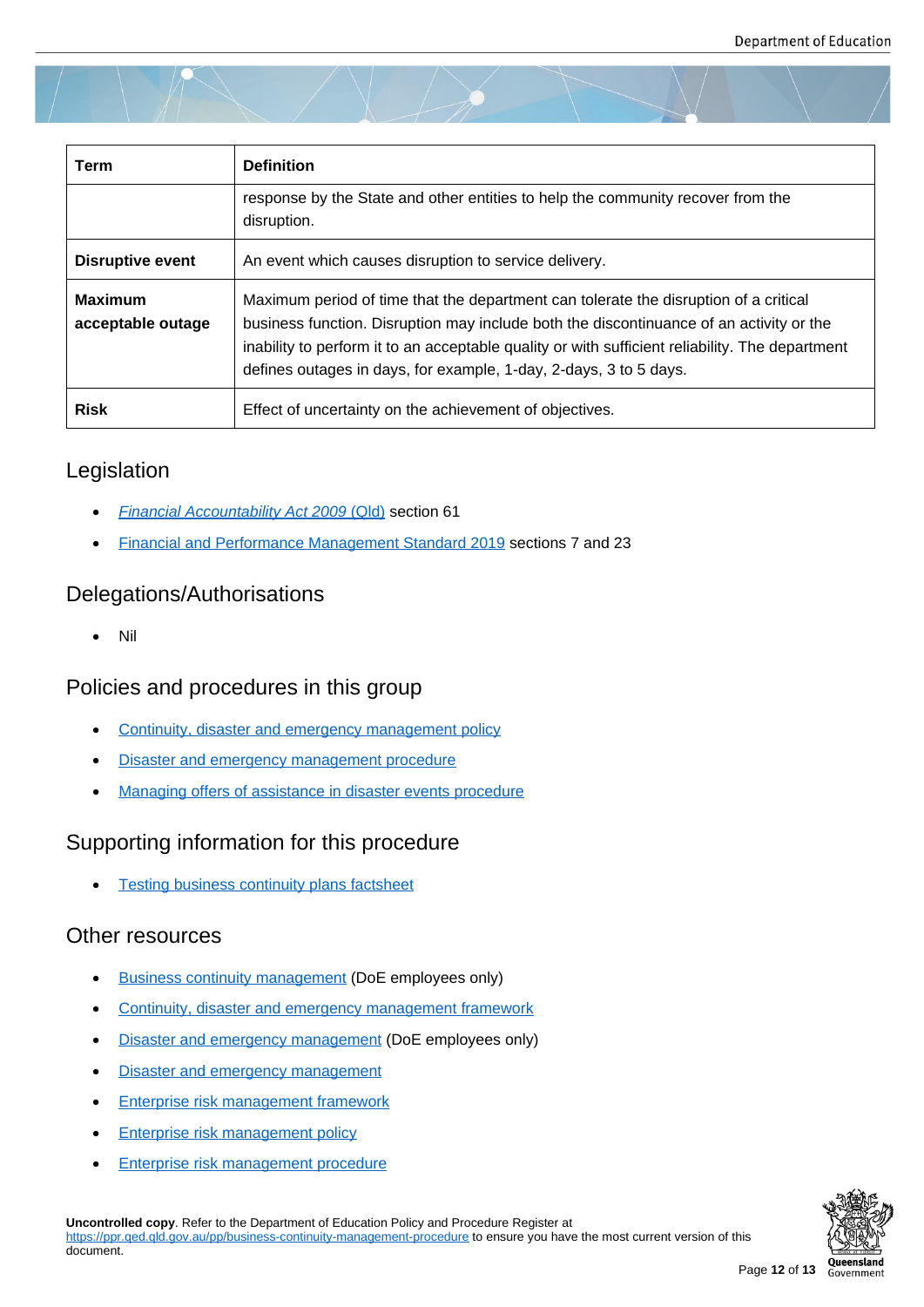| Term | Definition |
| --- | --- |
| | response by the State and other entities to help the community recover from the disruption. |
| **Disruptive event** | An event which causes disruption to service delivery. |
| **Maximum acceptable outage** | Maximum period of time that the department can tolerate the disruption of a critical business function. Disruption may include both the discontinuance of an activity or the inability to perform it to an acceptable quality or with sufficient reliability. The department defines outages in days, for example, 1-day, 2-days, 3 to 5 days. |
| **Risk** | Effect of uncertainty on the achievement of objectives. |

## Legislation

- *Financial Accountability Act 2009* (Qld) section 61
- Financial and Performance Management Standard 2019 sections 7 and 23

## Delegations/Authorisations

- Nil

## Policies and procedures in this group

- Continuity, disaster and emergency management policy
- Disaster and emergency management procedure
- Managing offers of assistance in disaster events procedure

## Supporting information for this procedure

- Testing business continuity plans factsheet

## Other resources

- Business continuity management (DoE employees only)
- Continuity, disaster and emergency management framework
- Disaster and emergency management (DoE employees only)
- Disaster and emergency management
- Enterprise risk management framework
- Enterprise risk management policy
- Enterprise risk management procedure

**Uncontrolled copy**. Refer to the Department of Education Policy and Procedure Register at https://ppr.qed.qld.gov.au/pp/business-continuity-management-procedure to ensure you have the most current version of this document.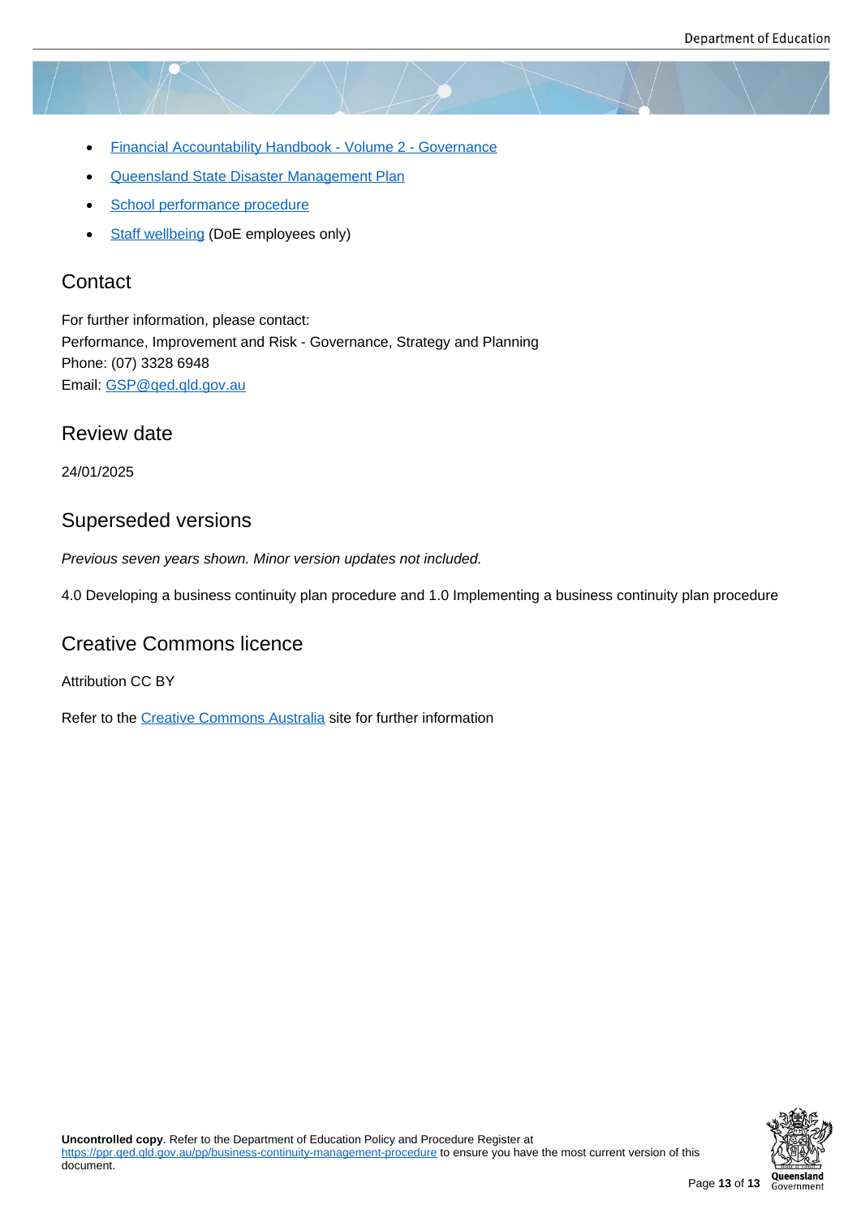- Financial Accountability Handbook - Volume 2 - Governance
- Queensland State Disaster Management Plan
- School performance procedure
- Staff wellbeing (DoE employees only)

## Contact

For further information, please contact:
Performance, Improvement and Risk - Governance, Strategy and Planning
Phone: (07) 3328 6948
Email: GSP@qed.qld.gov.au

## Review date

24/01/2025

## Superseded versions

*Previous seven years shown. Minor version updates not included.*

4.0 Developing a business continuity plan procedure and 1.0 Implementing a business continuity plan procedure

## Creative Commons licence

Attribution CC BY

Refer to the Creative Commons Australia site for further information

**Uncontrolled copy**. Refer to the Department of Education Policy and Procedure Register at https://ppr.qed.qld.gov.au/pp/business-continuity-management-procedure to ensure you have the most current version of this document.